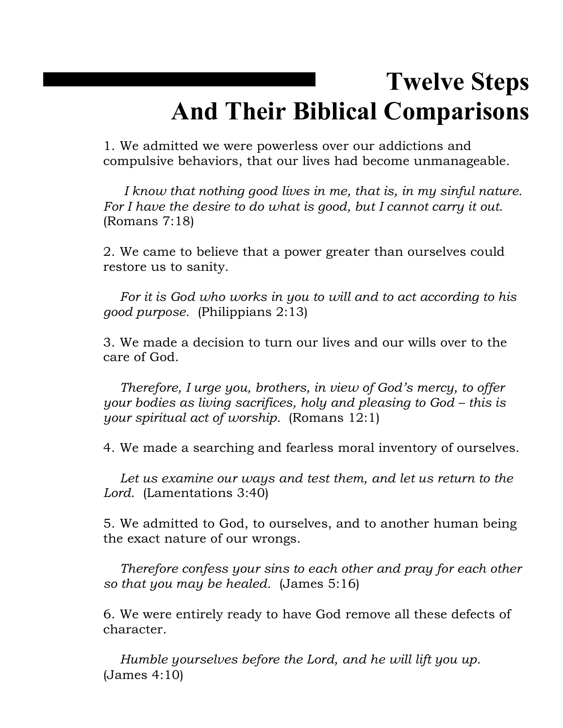# Twelve Steps And Their Biblical Comparisons

1. We admitted we were powerless over our addictions and compulsive behaviors, that our lives had become unmanageable.

   *I know that nothing good lives in me, that is, in my sinful nature. For I have the desire to do what is good, but I cannot carry it out.* (Romans 7:18)

2. We came to believe that a power greater than ourselves could restore us to sanity.

   *For it is God who works in you to will and to act according to his good purpose.* (Philippians 2:13)

3. We made a decision to turn our lives and our wills over to the care of God.

   *Therefore, I urge you, brothers, in view of God's mercy, to offer your bodies as living sacrifices, holy and pleasing to God – this is your spiritual act of worship.* (Romans 12:1)

4. We made a searching and fearless moral inventory of ourselves.

   *Let us examine our ways and test them, and let us return to the Lord.* (Lamentations 3:40)

5. We admitted to God, to ourselves, and to another human being the exact nature of our wrongs.

   *Therefore confess your sins to each other and pray for each other so that you may be healed.* (James 5:16)

6. We were entirely ready to have God remove all these defects of character.

   *Humble yourselves before the Lord, and he will lift you up.* (James 4:10)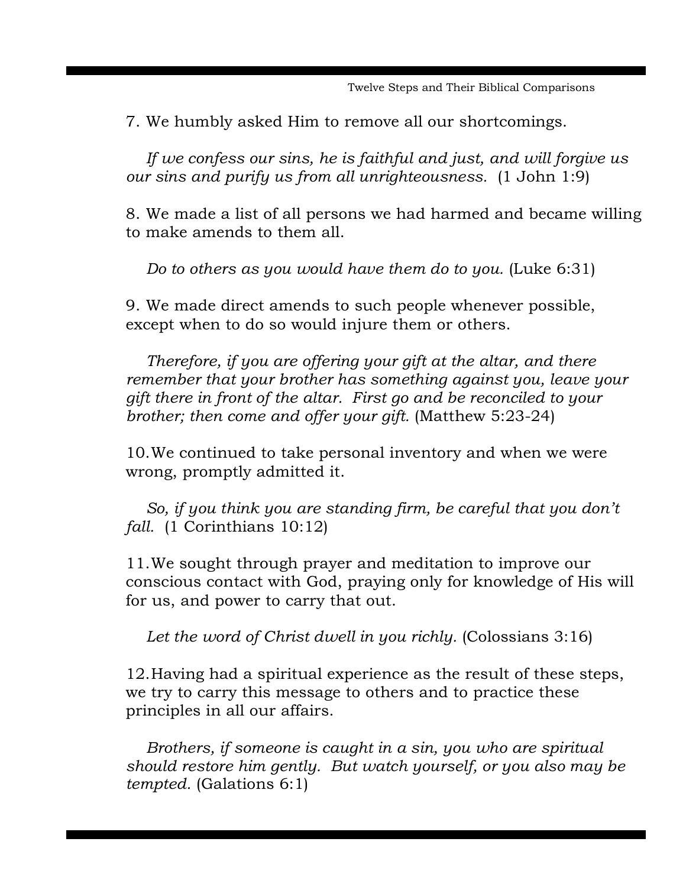7. We humbly asked Him to remove all our shortcomings.

*If we confess our sins, he is faithful and just, and will forgive us our sins and purify us from all unrighteousness.* (1 John 1:9)

8. We made a list of all persons we had harmed and became willing to make amends to them all.

*Do to others as you would have them do to you.* (Luke 6:31)

9. We made direct amends to such people whenever possible, except when to do so would injure them or others.

*Therefore, if you are offering your gift at the altar, and there remember that your brother has something against you, leave your gift there in front of the altar. First go and be reconciled to your brother; then come and offer your gift.* (Matthew 5:23-24)

10. We continued to take personal inventory and when we were wrong, promptly admitted it.

*So, if you think you are standing firm, be careful that you don't fall.* (1 Corinthians 10:12)

11. We sought through prayer and meditation to improve our conscious contact with God, praying only for knowledge of His will for us, and power to carry that out.

*Let the word of Christ dwell in you richly.* (Colossians 3:16)

12. Having had a spiritual experience as the result of these steps, we try to carry this message to others and to practice these principles in all our affairs.

*Brothers, if someone is caught in a sin, you who are spiritual should restore him gently. But watch yourself, or you also may be tempted.* (Galations 6:1)